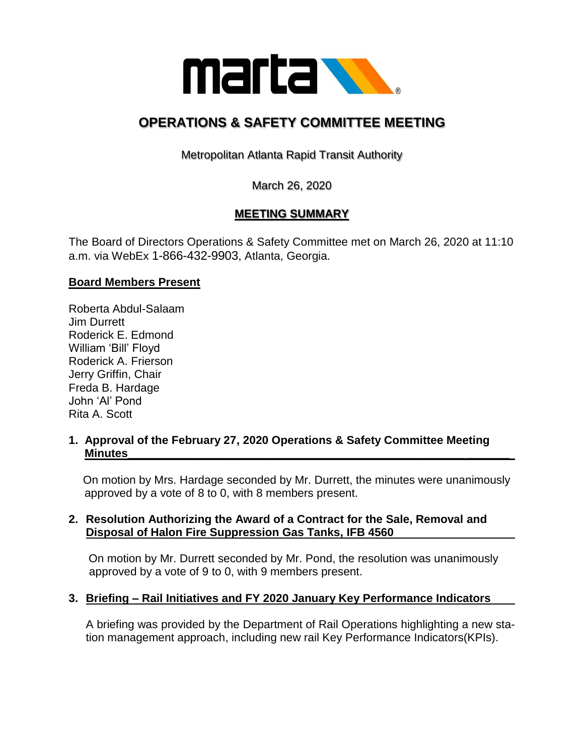# OPERATIONS & SAFETY COMMITTEE MEETING

Metropolitan Atlanta Rapid Transit Authority

March 26, 2020

## MEETING SUMMARY

The Board of Directors Operations & Safety Committee met on March 26, 2020 at 11:10 a.m. via WebEx 1-866-432-9903, Atlanta, Georgia.

**Board Members Present**

Roberta Abdul-Salaam
Jim Durrett
Roderick E. Edmond
William 'Bill' Floyd
Roderick A. Frierson
Jerry Griffin, Chair
Freda B. Hardage
John 'Al' Pond
Rita A. Scott

**1. Approval of the February 27, 2020 Operations & Safety Committee Meeting Minutes**

On motion by Mrs. Hardage seconded by Mr. Durrett, the minutes were unanimously approved by a vote of 8 to 0, with 8 members present.

**2. Resolution Authorizing the Award of a Contract for the Sale, Removal and Disposal of Halon Fire Suppression Gas Tanks, IFB 4560**

On motion by Mr. Durrett seconded by Mr. Pond, the resolution was unanimously approved by a vote of 9 to 0, with 9 members present.

**3. Briefing – Rail Initiatives and FY 2020 January Key Performance Indicators**

A briefing was provided by the Department of Rail Operations highlighting a new station management approach, including new rail Key Performance Indicators(KPIs).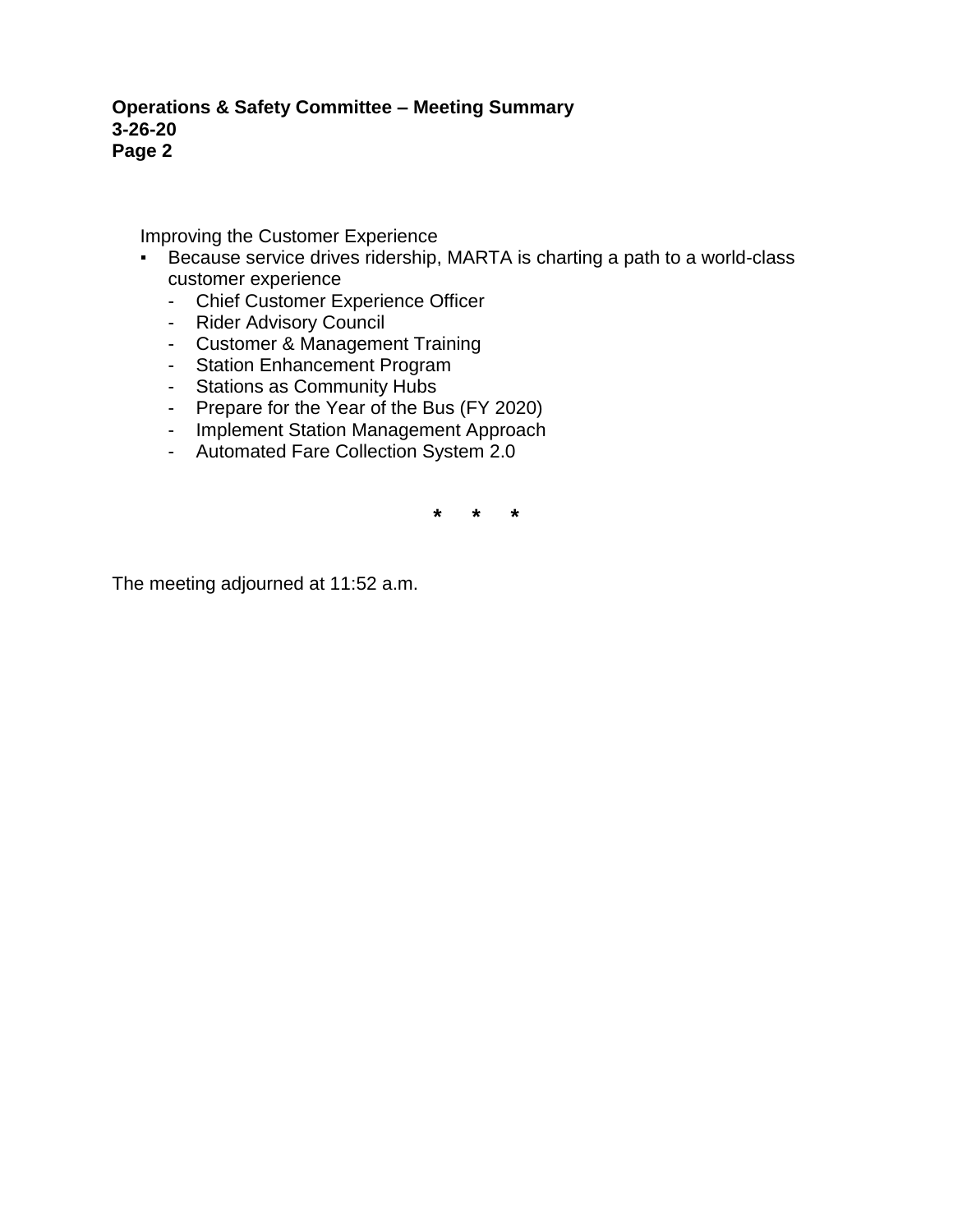Improving the Customer Experience

- Because service drives ridership, MARTA is charting a path to a world-class customer experience
  - Chief Customer Experience Officer
  - Rider Advisory Council
  - Customer & Management Training
  - Station Enhancement Program
  - Stations as Community Hubs
  - Prepare for the Year of the Bus (FY 2020)
  - Implement Station Management Approach
  - Automated Fare Collection System 2.0

\* \* \*

The meeting adjourned at 11:52 a.m.